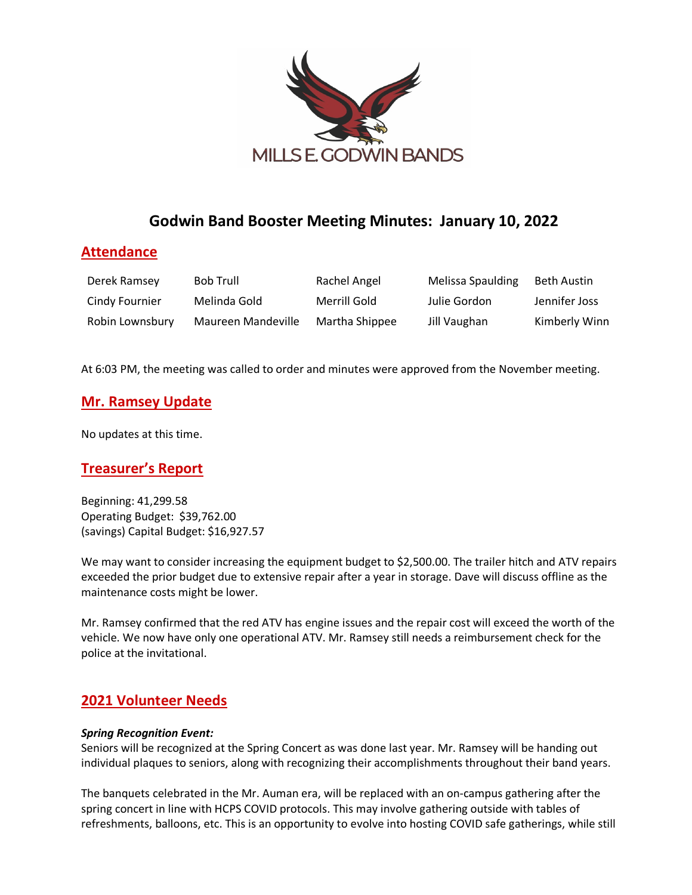# Godwin Band Booster Meeting Minutes: January 10, 2022

## Attendance

| Derek Ramsey | Bob Trull | Rachel Angel | Melissa Spaulding | Beth Austin |
|---|---|---|---|---|
| Cindy Fournier | Melinda Gold | Merrill Gold | Julie Gordon | Jennifer Joss |
| Robin Lownsbury | Maureen Mandeville | Martha Shippee | Jill Vaughan | Kimberly Winn |

At 6:03 PM, the meeting was called to order and minutes were approved from the November meeting.

## Mr. Ramsey Update

No updates at this time.

## Treasurer's Report

Beginning: 41,299.58
Operating Budget: $39,762.00
(savings) Capital Budget: $16,927.57

We may want to consider increasing the equipment budget to $2,500.00. The trailer hitch and ATV repairs exceeded the prior budget due to extensive repair after a year in storage. Dave will discuss offline as the maintenance costs might be lower.

Mr. Ramsey confirmed that the red ATV has engine issues and the repair cost will exceed the worth of the vehicle. We now have only one operational ATV. Mr. Ramsey still needs a reimbursement check for the police at the invitational.

## 2021 Volunteer Needs

***Spring Recognition Event:***
Seniors will be recognized at the Spring Concert as was done last year. Mr. Ramsey will be handing out individual plaques to seniors, along with recognizing their accomplishments throughout their band years.

The banquets celebrated in the Mr. Auman era, will be replaced with an on-campus gathering after the spring concert in line with HCPS COVID protocols. This may involve gathering outside with tables of refreshments, balloons, etc. This is an opportunity to evolve into hosting COVID safe gatherings, while still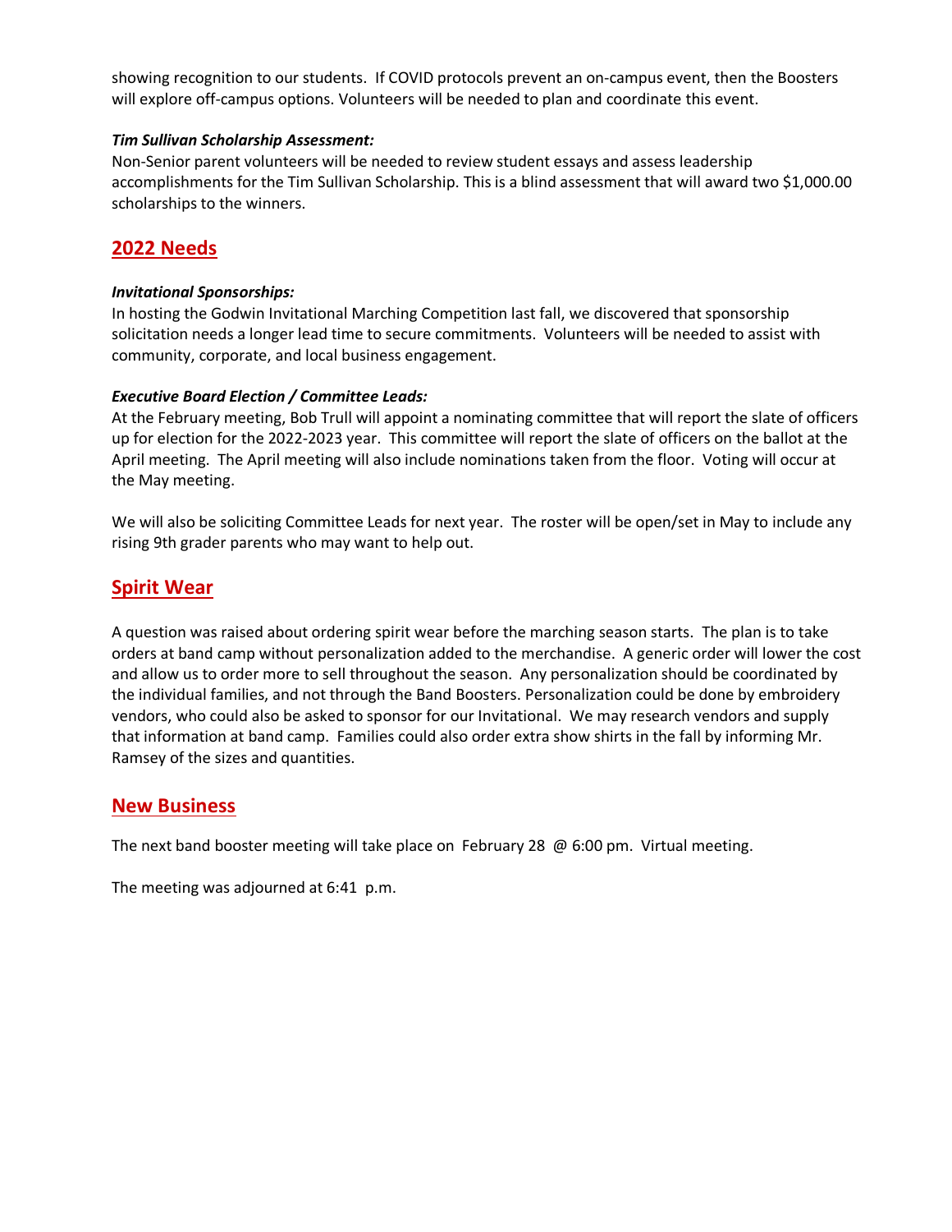showing recognition to our students. If COVID protocols prevent an on-campus event, then the Boosters will explore off-campus options. Volunteers will be needed to plan and coordinate this event.

***Tim Sullivan Scholarship Assessment:***
Non-Senior parent volunteers will be needed to review student essays and assess leadership accomplishments for the Tim Sullivan Scholarship. This is a blind assessment that will award two $1,000.00 scholarships to the winners.

## 2022 Needs

***Invitational Sponsorships:***
In hosting the Godwin Invitational Marching Competition last fall, we discovered that sponsorship solicitation needs a longer lead time to secure commitments. Volunteers will be needed to assist with community, corporate, and local business engagement.

***Executive Board Election / Committee Leads:***
At the February meeting, Bob Trull will appoint a nominating committee that will report the slate of officers up for election for the 2022-2023 year. This committee will report the slate of officers on the ballot at the April meeting. The April meeting will also include nominations taken from the floor. Voting will occur at the May meeting.

We will also be soliciting Committee Leads for next year. The roster will be open/set in May to include any rising 9th grader parents who may want to help out.

## Spirit Wear

A question was raised about ordering spirit wear before the marching season starts. The plan is to take orders at band camp without personalization added to the merchandise. A generic order will lower the cost and allow us to order more to sell throughout the season. Any personalization should be coordinated by the individual families, and not through the Band Boosters. Personalization could be done by embroidery vendors, who could also be asked to sponsor for our Invitational. We may research vendors and supply that information at band camp. Families could also order extra show shirts in the fall by informing Mr. Ramsey of the sizes and quantities.

## New Business

The next band booster meeting will take place on February 28 @ 6:00 pm. Virtual meeting.

The meeting was adjourned at 6:41 p.m.